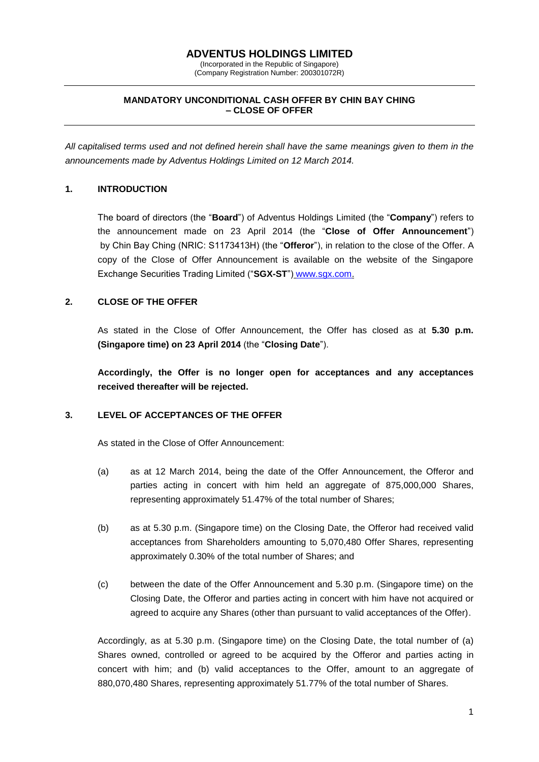# ADVENTUS HOLDINGS LIMITED

(Incorporated in the Republic of Singapore)
(Company Registration Number: 200301072R)

---

**MANDATORY UNCONDITIONAL CASH OFFER BY CHIN BAY CHING – CLOSE OF OFFER**

---

*All capitalised terms used and not defined herein shall have the same meanings given to them in the announcements made by Adventus Holdings Limited on 12 March 2014.*

## 1. INTRODUCTION

The board of directors (the "**Board**") of Adventus Holdings Limited (the "**Company**") refers to the announcement made on 23 April 2014 (the "**Close of Offer Announcement**") by Chin Bay Ching (NRIC: S1173413H) (the "**Offeror**"), in relation to the close of the Offer. A copy of the Close of Offer Announcement is available on the website of the Singapore Exchange Securities Trading Limited ("**SGX-ST**") www.sgx.com.

## 2. CLOSE OF THE OFFER

As stated in the Close of Offer Announcement, the Offer has closed as at **5.30 p.m. (Singapore time) on 23 April 2014** (the "**Closing Date**").

**Accordingly, the Offer is no longer open for acceptances and any acceptances received thereafter will be rejected.**

## 3. LEVEL OF ACCEPTANCES OF THE OFFER

As stated in the Close of Offer Announcement:

(a) as at 12 March 2014, being the date of the Offer Announcement, the Offeror and parties acting in concert with him held an aggregate of 875,000,000 Shares, representing approximately 51.47% of the total number of Shares;

(b) as at 5.30 p.m. (Singapore time) on the Closing Date, the Offeror had received valid acceptances from Shareholders amounting to 5,070,480 Offer Shares, representing approximately 0.30% of the total number of Shares; and

(c) between the date of the Offer Announcement and 5.30 p.m. (Singapore time) on the Closing Date, the Offeror and parties acting in concert with him have not acquired or agreed to acquire any Shares (other than pursuant to valid acceptances of the Offer).

Accordingly, as at 5.30 p.m. (Singapore time) on the Closing Date, the total number of (a) Shares owned, controlled or agreed to be acquired by the Offeror and parties acting in concert with him; and (b) valid acceptances to the Offer, amount to an aggregate of 880,070,480 Shares, representing approximately 51.77% of the total number of Shares.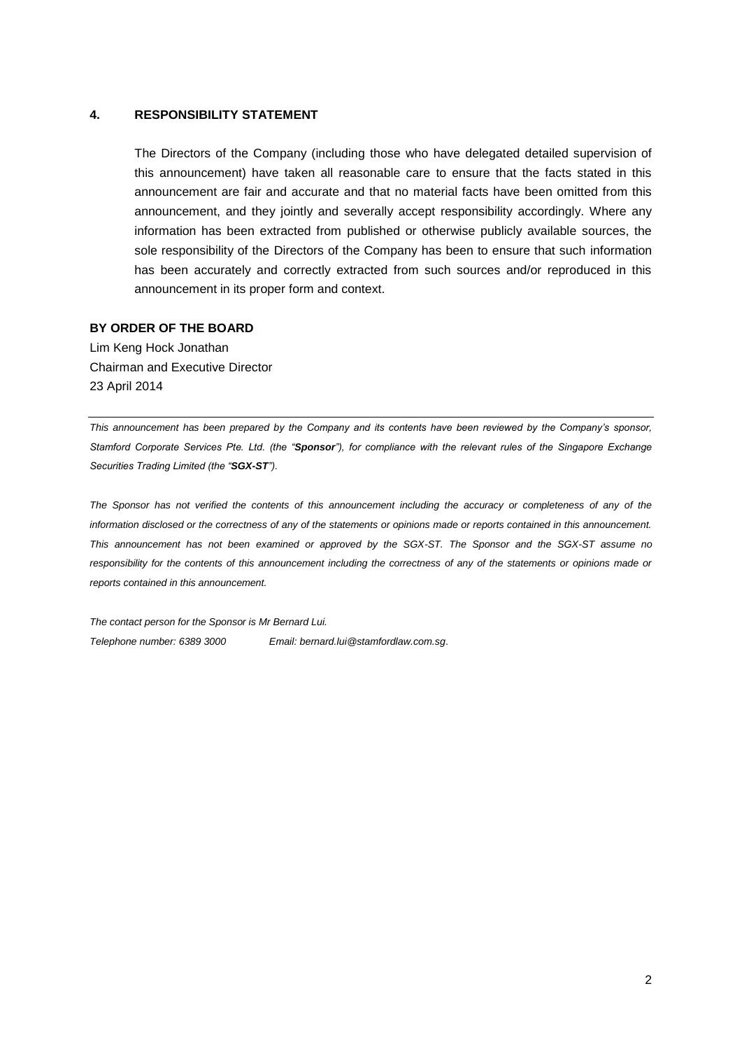## 4. RESPONSIBILITY STATEMENT

The Directors of the Company (including those who have delegated detailed supervision of this announcement) have taken all reasonable care to ensure that the facts stated in this announcement are fair and accurate and that no material facts have been omitted from this announcement, and they jointly and severally accept responsibility accordingly. Where any information has been extracted from published or otherwise publicly available sources, the sole responsibility of the Directors of the Company has been to ensure that such information has been accurately and correctly extracted from such sources and/or reproduced in this announcement in its proper form and context.

**BY ORDER OF THE BOARD**

Lim Keng Hock Jonathan
Chairman and Executive Director
23 April 2014

---

*This announcement has been prepared by the Company and its contents have been reviewed by the Company's sponsor, Stamford Corporate Services Pte. Ltd. (the "**Sponsor**"), for compliance with the relevant rules of the Singapore Exchange Securities Trading Limited (the "**SGX-ST**").*

*The Sponsor has not verified the contents of this announcement including the accuracy or completeness of any of the information disclosed or the correctness of any of the statements or opinions made or reports contained in this announcement. This announcement has not been examined or approved by the SGX-ST. The Sponsor and the SGX-ST assume no responsibility for the contents of this announcement including the correctness of any of the statements or opinions made or reports contained in this announcement.*

*The contact person for the Sponsor is Mr Bernard Lui.*
*Telephone number: 6389 3000 Email: bernard.lui@stamfordlaw.com.sg.*